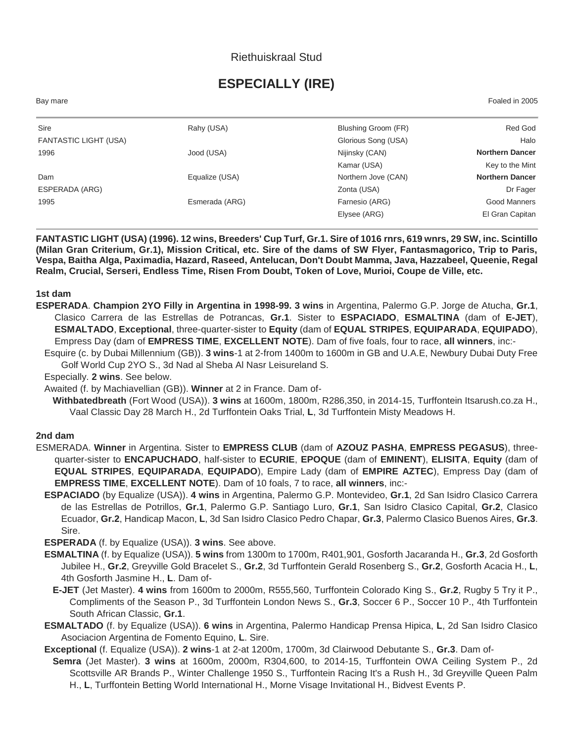Riethuiskraal Stud

# ESPECIALLY (IRE)

Bay mare | Foaled in 2005

| | | | |
|---|---|---|---|
| Sire | Rahy (USA) | Blushing Groom (FR) | Red God |
| FANTASTIC LIGHT (USA) | | Glorious Song (USA) | Halo |
| 1996 | Jood (USA) | Nijinsky (CAN) | **Northern Dancer** |
| | | Kamar (USA) | Key to the Mint |
| Dam | Equalize (USA) | Northern Jove (CAN) | **Northern Dancer** |
| ESPERADA (ARG) | | Zonta (USA) | Dr Fager |
| 1995 | Esmerada (ARG) | Farnesio (ARG) | Good Manners |
| | | Elysee (ARG) | El Gran Capitan |

**FANTASTIC LIGHT (USA) (1996). 12 wins, Breeders' Cup Turf, Gr.1. Sire of 1016 rnrs, 619 wnrs, 29 SW, inc. Scintillo (Milan Gran Criterium, Gr.1), Mission Critical, etc. Sire of the dams of SW Flyer, Fantasmagorico, Trip to Paris, Vespa, Baitha Alga, Paximadia, Hazard, Raseed, Antelucan, Don't Doubt Mamma, Java, Hazzabeel, Queenie, Regal Realm, Crucial, Serseri, Endless Time, Risen From Doubt, Token of Love, Murioi, Coupe de Ville, etc.**

## 1st dam

**ESPERADA**. **Champion 2YO Filly in Argentina in 1998-99. 3 wins** in Argentina, Palermo G.P. Jorge de Atucha, **Gr.1**, Clasico Carrera de las Estrellas de Potrancas, **Gr.1**. Sister to **ESPACIADO**, **ESMALTINA** (dam of **E-JET**), **ESMALTADO**, **Exceptional**, three-quarter-sister to **Equity** (dam of **EQUAL STRIPES**, **EQUIPARADA**, **EQUIPADO**), Empress Day (dam of **EMPRESS TIME**, **EXCELLENT NOTE**). Dam of five foals, four to race, **all winners**, inc:-

- Esquire (c. by Dubai Millennium (GB)). **3 wins**-1 at 2-from 1400m to 1600m in GB and U.A.E, Newbury Dubai Duty Free Golf World Cup 2YO S., 3d Nad al Sheba Al Nasr Leisureland S.
- Especially. **2 wins**. See below.
- Awaited (f. by Machiavellian (GB)). **Winner** at 2 in France. Dam of-
  - **Withbatedbreath** (Fort Wood (USA)). **3 wins** at 1600m, 1800m, R286,350, in 2014-15, Turffontein Itsarush.co.za H., Vaal Classic Day 28 March H., 2d Turffontein Oaks Trial, **L**, 3d Turffontein Misty Meadows H.

## 2nd dam

ESMERADA. **Winner** in Argentina. Sister to **EMPRESS CLUB** (dam of **AZOUZ PASHA**, **EMPRESS PEGASUS**), three-quarter-sister to **ENCAPUCHADO**, half-sister to **ECURIE**, **EPOQUE** (dam of **EMINENT**), **ELISITA**, **Equity** (dam of **EQUAL STRIPES**, **EQUIPARADA**, **EQUIPADO**), Empire Lady (dam of **EMPIRE AZTEC**), Empress Day (dam of **EMPRESS TIME**, **EXCELLENT NOTE**). Dam of 10 foals, 7 to race, **all winners**, inc:-

- **ESPACIADO** (by Equalize (USA)). **4 wins** in Argentina, Palermo G.P. Montevideo, **Gr.1**, 2d San Isidro Clasico Carrera de las Estrellas de Potrillos, **Gr.1**, Palermo G.P. Santiago Luro, **Gr.1**, San Isidro Clasico Capital, **Gr.2**, Clasico Ecuador, **Gr.2**, Handicap Macon, **L**, 3d San Isidro Clasico Pedro Chapar, **Gr.3**, Palermo Clasico Buenos Aires, **Gr.3**. Sire.
- **ESPERADA** (f. by Equalize (USA)). **3 wins**. See above.
- **ESMALTINA** (f. by Equalize (USA)). **5 wins** from 1300m to 1700m, R401,901, Gosforth Jacaranda H., **Gr.3**, 2d Gosforth Jubilee H., **Gr.2**, Greyville Gold Bracelet S., **Gr.2**, 3d Turffontein Gerald Rosenberg S., **Gr.2**, Gosforth Acacia H., **L**, 4th Gosforth Jasmine H., **L**. Dam of-
  - **E-JET** (Jet Master). **4 wins** from 1600m to 2000m, R555,560, Turffontein Colorado King S., **Gr.2**, Rugby 5 Try it P., Compliments of the Season P., 3d Turffontein London News S., **Gr.3**, Soccer 6 P., Soccer 10 P., 4th Turffontein South African Classic, **Gr.1**.
- **ESMALTADO** (f. by Equalize (USA)). **6 wins** in Argentina, Palermo Handicap Prensa Hipica, **L**, 2d San Isidro Clasico Asociacion Argentina de Fomento Equino, **L**. Sire.
- **Exceptional** (f. Equalize (USA)). **2 wins**-1 at 2-at 1200m, 1700m, 3d Clairwood Debutante S., **Gr.3**. Dam of-
  - **Semra** (Jet Master). **3 wins** at 1600m, 2000m, R304,600, to 2014-15, Turffontein OWA Ceiling System P., 2d Scottsville AR Brands P., Winter Challenge 1950 S., Turffontein Racing It's a Rush H., 3d Greyville Queen Palm H., **L**, Turffontein Betting World International H., Morne Visage Invitational H., Bidvest Events P.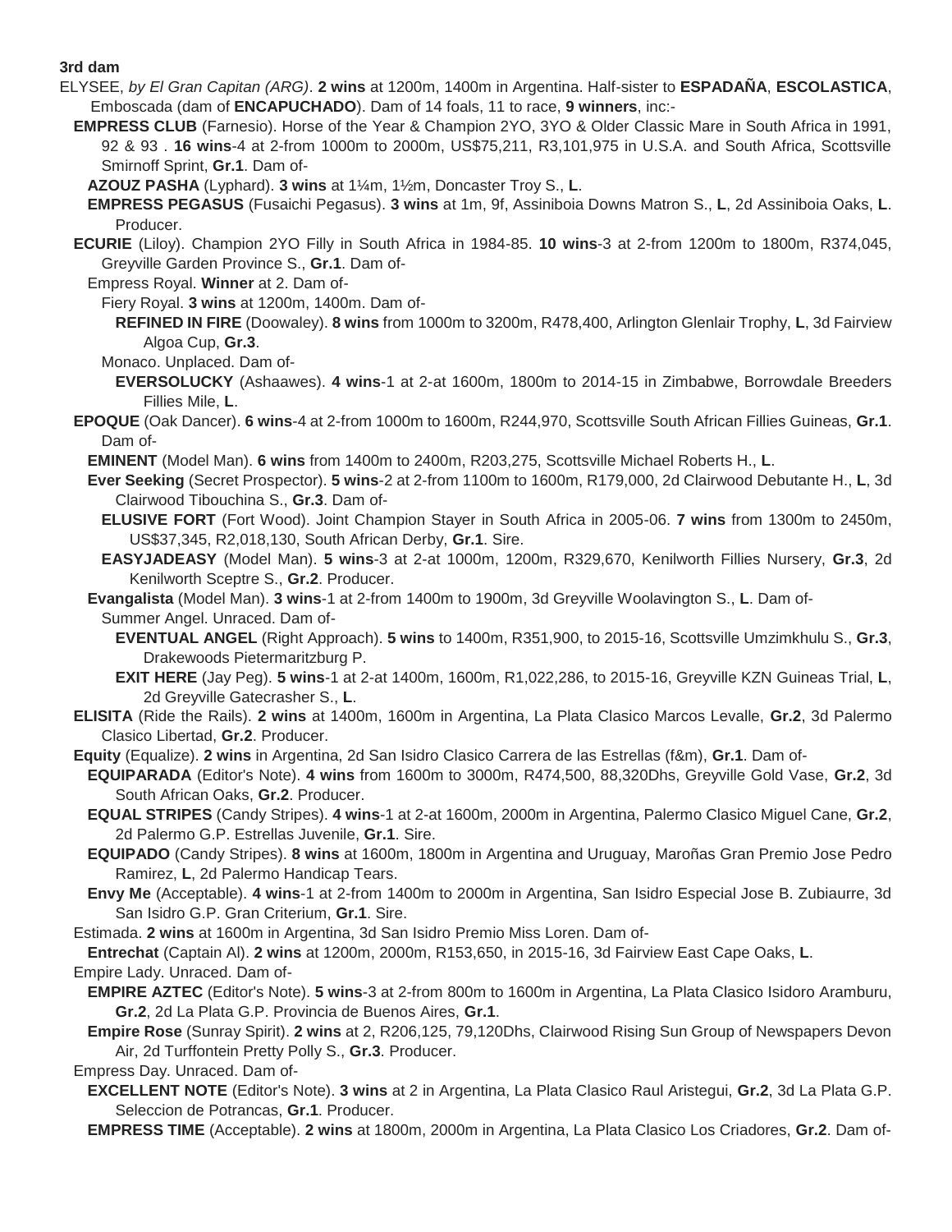**3rd dam**

ELYSEE, *by El Gran Capitan (ARG)*. **2 wins** at 1200m, 1400m in Argentina. Half-sister to **ESPADAÑA**, **ESCOLASTICA**, Emboscada (dam of **ENCAPUCHADO**). Dam of 14 foals, 11 to race, **9 winners**, inc:-

**EMPRESS CLUB** (Farnesio). Horse of the Year & Champion 2YO, 3YO & Older Classic Mare in South Africa in 1991, 92 & 93 . **16 wins**-4 at 2-from 1000m to 2000m, US$75,211, R3,101,975 in U.S.A. and South Africa, Scottsville Smirnoff Sprint, **Gr.1**. Dam of-

**AZOUZ PASHA** (Lyphard). **3 wins** at 1¼m, 1½m, Doncaster Troy S., **L**.

**EMPRESS PEGASUS** (Fusaichi Pegasus). **3 wins** at 1m, 9f, Assiniboia Downs Matron S., **L**, 2d Assiniboia Oaks, **L**. Producer.

**ECURIE** (Liloy). Champion 2YO Filly in South Africa in 1984-85. **10 wins**-3 at 2-from 1200m to 1800m, R374,045, Greyville Garden Province S., **Gr.1**. Dam of-

Empress Royal. **Winner** at 2. Dam of-

Fiery Royal. **3 wins** at 1200m, 1400m. Dam of-

**REFINED IN FIRE** (Doowaley). **8 wins** from 1000m to 3200m, R478,400, Arlington Glenlair Trophy, **L**, 3d Fairview Algoa Cup, **Gr.3**.

Monaco. Unplaced. Dam of-

**EVERSOLUCKY** (Ashaawes). **4 wins**-1 at 2-at 1600m, 1800m to 2014-15 in Zimbabwe, Borrowdale Breeders Fillies Mile, **L**.

**EPOQUE** (Oak Dancer). **6 wins**-4 at 2-from 1000m to 1600m, R244,970, Scottsville South African Fillies Guineas, **Gr.1**. Dam of-

**EMINENT** (Model Man). **6 wins** from 1400m to 2400m, R203,275, Scottsville Michael Roberts H., **L**.

**Ever Seeking** (Secret Prospector). **5 wins**-2 at 2-from 1100m to 1600m, R179,000, 2d Clairwood Debutante H., **L**, 3d Clairwood Tibouchina S., **Gr.3**. Dam of-

**ELUSIVE FORT** (Fort Wood). Joint Champion Stayer in South Africa in 2005-06. **7 wins** from 1300m to 2450m, US$37,345, R2,018,130, South African Derby, **Gr.1**. Sire.

**EASYJADEASY** (Model Man). **5 wins**-3 at 2-at 1000m, 1200m, R329,670, Kenilworth Fillies Nursery, **Gr.3**, 2d Kenilworth Sceptre S., **Gr.2**. Producer.

**Evangalista** (Model Man). **3 wins**-1 at 2-from 1400m to 1900m, 3d Greyville Woolavington S., **L**. Dam of-

Summer Angel. Unraced. Dam of-

**EVENTUAL ANGEL** (Right Approach). **5 wins** to 1400m, R351,900, to 2015-16, Scottsville Umzimkhulu S., **Gr.3**, Drakewoods Pietermaritzburg P.

**EXIT HERE** (Jay Peg). **5 wins**-1 at 2-at 1400m, 1600m, R1,022,286, to 2015-16, Greyville KZN Guineas Trial, **L**, 2d Greyville Gatecrasher S., **L**.

**ELISITA** (Ride the Rails). **2 wins** at 1400m, 1600m in Argentina, La Plata Clasico Marcos Levalle, **Gr.2**, 3d Palermo Clasico Libertad, **Gr.2**. Producer.

**Equity** (Equalize). **2 wins** in Argentina, 2d San Isidro Clasico Carrera de las Estrellas (f&m), **Gr.1**. Dam of-

**EQUIPARADA** (Editor's Note). **4 wins** from 1600m to 3000m, R474,500, 88,320Dhs, Greyville Gold Vase, **Gr.2**, 3d South African Oaks, **Gr.2**. Producer.

**EQUAL STRIPES** (Candy Stripes). **4 wins**-1 at 2-at 1600m, 2000m in Argentina, Palermo Clasico Miguel Cane, **Gr.2**, 2d Palermo G.P. Estrellas Juvenile, **Gr.1**. Sire.

**EQUIPADO** (Candy Stripes). **8 wins** at 1600m, 1800m in Argentina and Uruguay, Maroñas Gran Premio Jose Pedro Ramirez, **L**, 2d Palermo Handicap Tears.

**Envy Me** (Acceptable). **4 wins**-1 at 2-from 1400m to 2000m in Argentina, San Isidro Especial Jose B. Zubiaurre, 3d San Isidro G.P. Gran Criterium, **Gr.1**. Sire.

Estimada. **2 wins** at 1600m in Argentina, 3d San Isidro Premio Miss Loren. Dam of-

**Entrechat** (Captain Al). **2 wins** at 1200m, 2000m, R153,650, in 2015-16, 3d Fairview East Cape Oaks, **L**.

Empire Lady. Unraced. Dam of-

**EMPIRE AZTEC** (Editor's Note). **5 wins**-3 at 2-from 800m to 1600m in Argentina, La Plata Clasico Isidoro Aramburu, **Gr.2**, 2d La Plata G.P. Provincia de Buenos Aires, **Gr.1**.

**Empire Rose** (Sunray Spirit). **2 wins** at 2, R206,125, 79,120Dhs, Clairwood Rising Sun Group of Newspapers Devon Air, 2d Turffontein Pretty Polly S., **Gr.3**. Producer.

Empress Day. Unraced. Dam of-

**EXCELLENT NOTE** (Editor's Note). **3 wins** at 2 in Argentina, La Plata Clasico Raul Aristegui, **Gr.2**, 3d La Plata G.P. Seleccion de Potrancas, **Gr.1**. Producer.

**EMPRESS TIME** (Acceptable). **2 wins** at 1800m, 2000m in Argentina, La Plata Clasico Los Criadores, **Gr.2**. Dam of-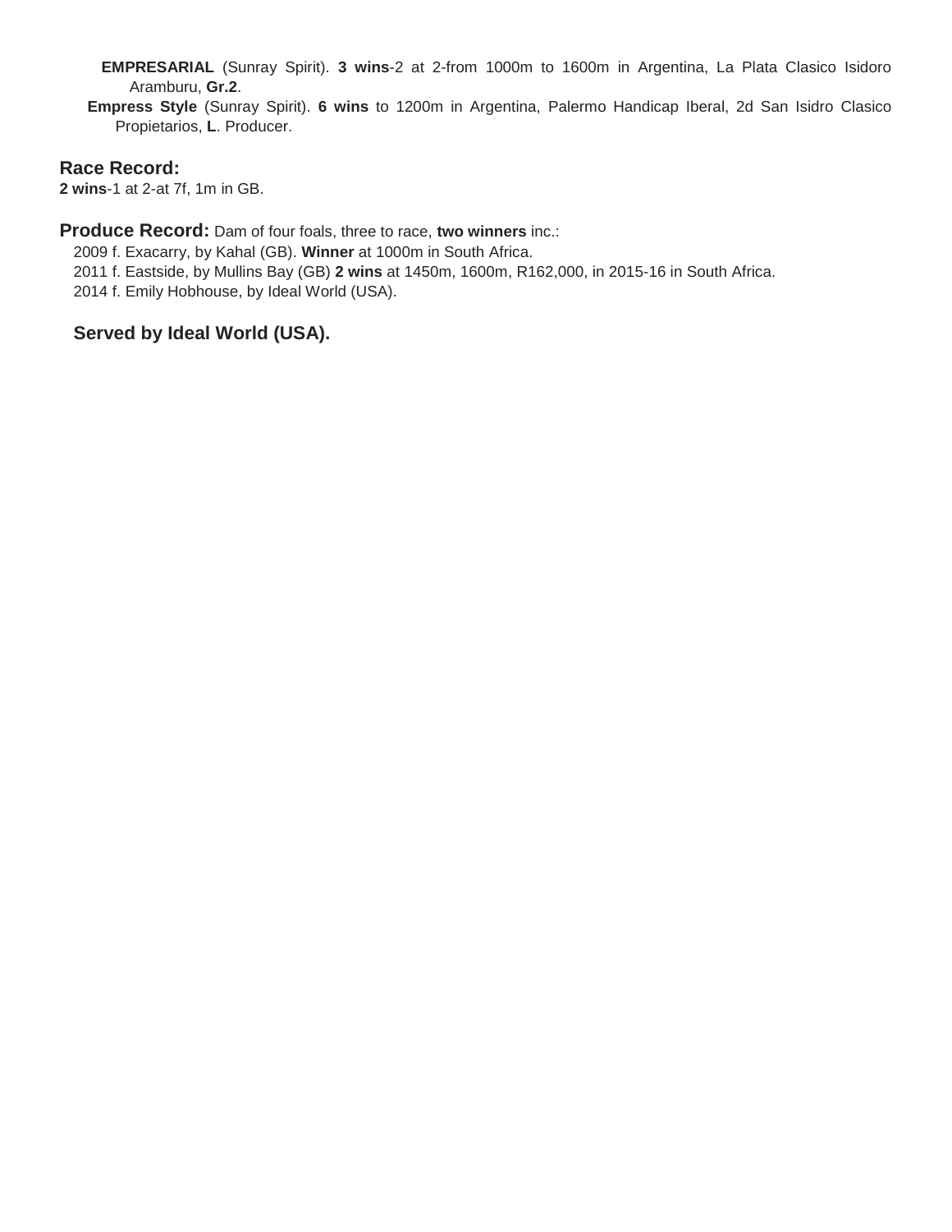**EMPRESARIAL** (Sunray Spirit). **3 wins**-2 at 2-from 1000m to 1600m in Argentina, La Plata Clasico Isidoro Aramburu, **Gr.2**.

**Empress Style** (Sunray Spirit). **6 wins** to 1200m in Argentina, Palermo Handicap Iberal, 2d San Isidro Clasico Propietarios, **L**. Producer.

## Race Record:

**2 wins**-1 at 2-at 7f, 1m in GB.

## Produce Record:

Dam of four foals, three to race, **two winners** inc.:

2009 f. Exacarry, by Kahal (GB). **Winner** at 1000m in South Africa.

2011 f. Eastside, by Mullins Bay (GB) **2 wins** at 1450m, 1600m, R162,000, in 2015-16 in South Africa.

2014 f. Emily Hobhouse, by Ideal World (USA).

**Served by Ideal World (USA).**